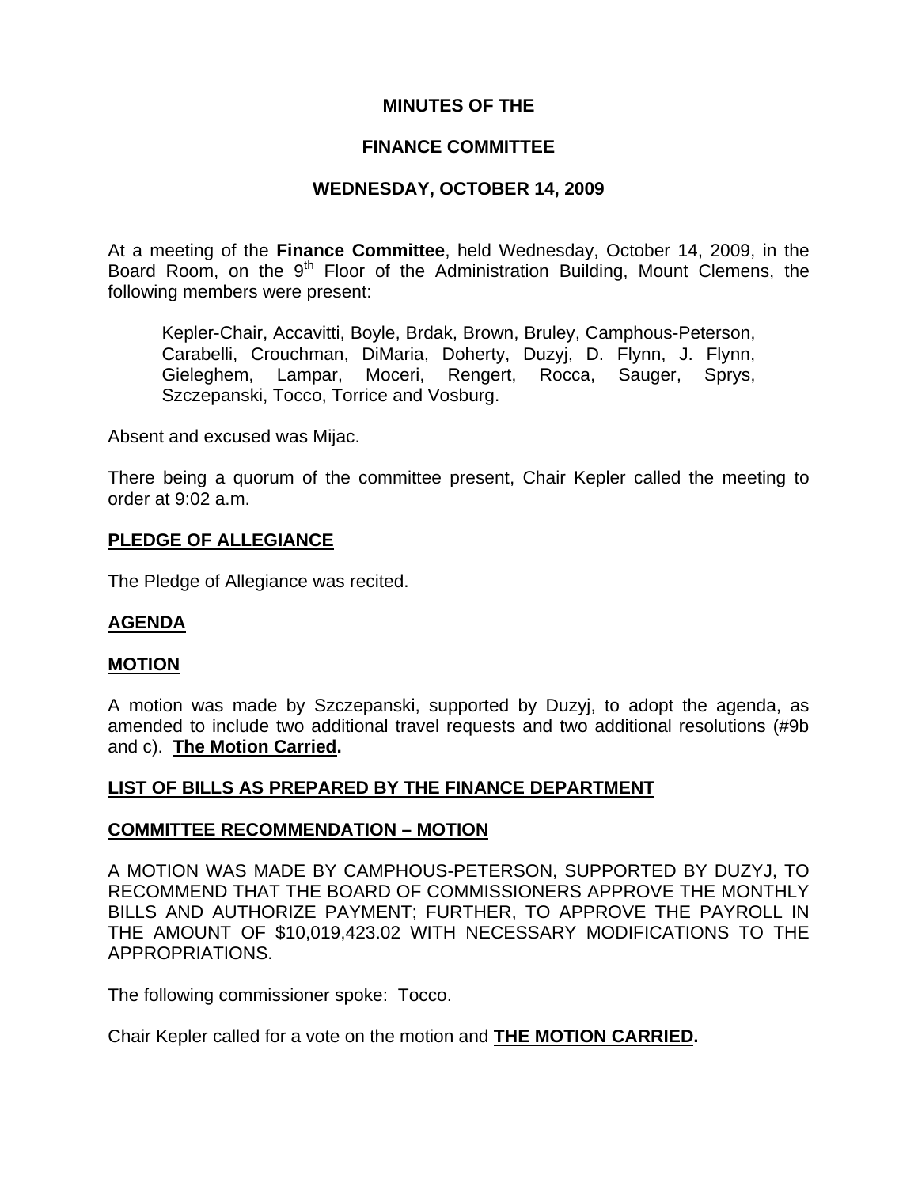# MINUTES OF THE

# FINANCE COMMITTEE

## WEDNESDAY, OCTOBER 14, 2009

At a meeting of the **Finance Committee**, held Wednesday, October 14, 2009, in the Board Room, on the 9th Floor of the Administration Building, Mount Clemens, the following members were present:

> Kepler-Chair, Accavitti, Boyle, Brdak, Brown, Bruley, Camphous-Peterson, Carabelli, Crouchman, DiMaria, Doherty, Duzyj, D. Flynn, J. Flynn, Gieleghem, Lampar, Moceri, Rengert, Rocca, Sauger, Sprys, Szczepanski, Tocco, Torrice and Vosburg.

Absent and excused was Mijac.

There being a quorum of the committee present, Chair Kepler called the meeting to order at 9:02 a.m.

### PLEDGE OF ALLEGIANCE

The Pledge of Allegiance was recited.

### AGENDA

### MOTION

A motion was made by Szczepanski, supported by Duzyj, to adopt the agenda, as amended to include two additional travel requests and two additional resolutions (#9b and c). **The Motion Carried.**

### LIST OF BILLS AS PREPARED BY THE FINANCE DEPARTMENT

### COMMITTEE RECOMMENDATION – MOTION

A MOTION WAS MADE BY CAMPHOUS-PETERSON, SUPPORTED BY DUZYJ, TO RECOMMEND THAT THE BOARD OF COMMISSIONERS APPROVE THE MONTHLY BILLS AND AUTHORIZE PAYMENT; FURTHER, TO APPROVE THE PAYROLL IN THE AMOUNT OF $10,019,423.02 WITH NECESSARY MODIFICATIONS TO THE APPROPRIATIONS.

The following commissioner spoke: Tocco.

Chair Kepler called for a vote on the motion and **THE MOTION CARRIED.**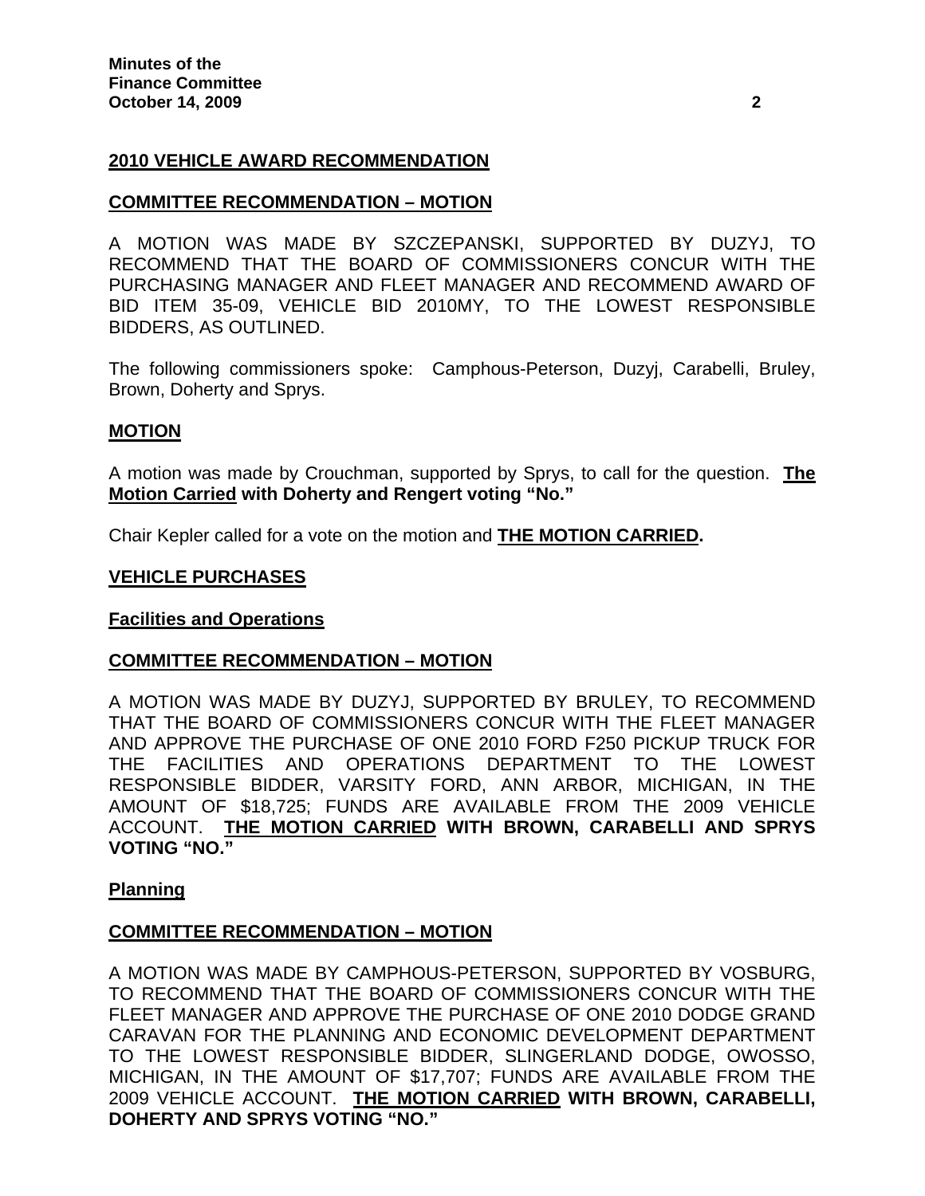## 2010 VEHICLE AWARD RECOMMENDATION

### COMMITTEE RECOMMENDATION – MOTION

A MOTION WAS MADE BY SZCZEPANSKI, SUPPORTED BY DUZYJ, TO RECOMMEND THAT THE BOARD OF COMMISSIONERS CONCUR WITH THE PURCHASING MANAGER AND FLEET MANAGER AND RECOMMEND AWARD OF BID ITEM 35-09, VEHICLE BID 2010MY, TO THE LOWEST RESPONSIBLE BIDDERS, AS OUTLINED.

The following commissioners spoke: Camphous-Peterson, Duzyj, Carabelli, Bruley, Brown, Doherty and Sprys.

### MOTION

A motion was made by Crouchman, supported by Sprys, to call for the question. **The Motion Carried with Doherty and Rengert voting "No."**

Chair Kepler called for a vote on the motion and **THE MOTION CARRIED.**

## VEHICLE PURCHASES

### Facilities and Operations

### COMMITTEE RECOMMENDATION – MOTION

A MOTION WAS MADE BY DUZYJ, SUPPORTED BY BRULEY, TO RECOMMEND THAT THE BOARD OF COMMISSIONERS CONCUR WITH THE FLEET MANAGER AND APPROVE THE PURCHASE OF ONE 2010 FORD F250 PICKUP TRUCK FOR THE FACILITIES AND OPERATIONS DEPARTMENT TO THE LOWEST RESPONSIBLE BIDDER, VARSITY FORD, ANN ARBOR, MICHIGAN, IN THE AMOUNT OF $18,725; FUNDS ARE AVAILABLE FROM THE 2009 VEHICLE ACCOUNT. **THE MOTION CARRIED WITH BROWN, CARABELLI AND SPRYS VOTING "NO."**

### Planning

### COMMITTEE RECOMMENDATION – MOTION

A MOTION WAS MADE BY CAMPHOUS-PETERSON, SUPPORTED BY VOSBURG, TO RECOMMEND THAT THE BOARD OF COMMISSIONERS CONCUR WITH THE FLEET MANAGER AND APPROVE THE PURCHASE OF ONE 2010 DODGE GRAND CARAVAN FOR THE PLANNING AND ECONOMIC DEVELOPMENT DEPARTMENT TO THE LOWEST RESPONSIBLE BIDDER, SLINGERLAND DODGE, OWOSSO, MICHIGAN, IN THE AMOUNT OF $17,707; FUNDS ARE AVAILABLE FROM THE 2009 VEHICLE ACCOUNT. **THE MOTION CARRIED WITH BROWN, CARABELLI, DOHERTY AND SPRYS VOTING "NO."**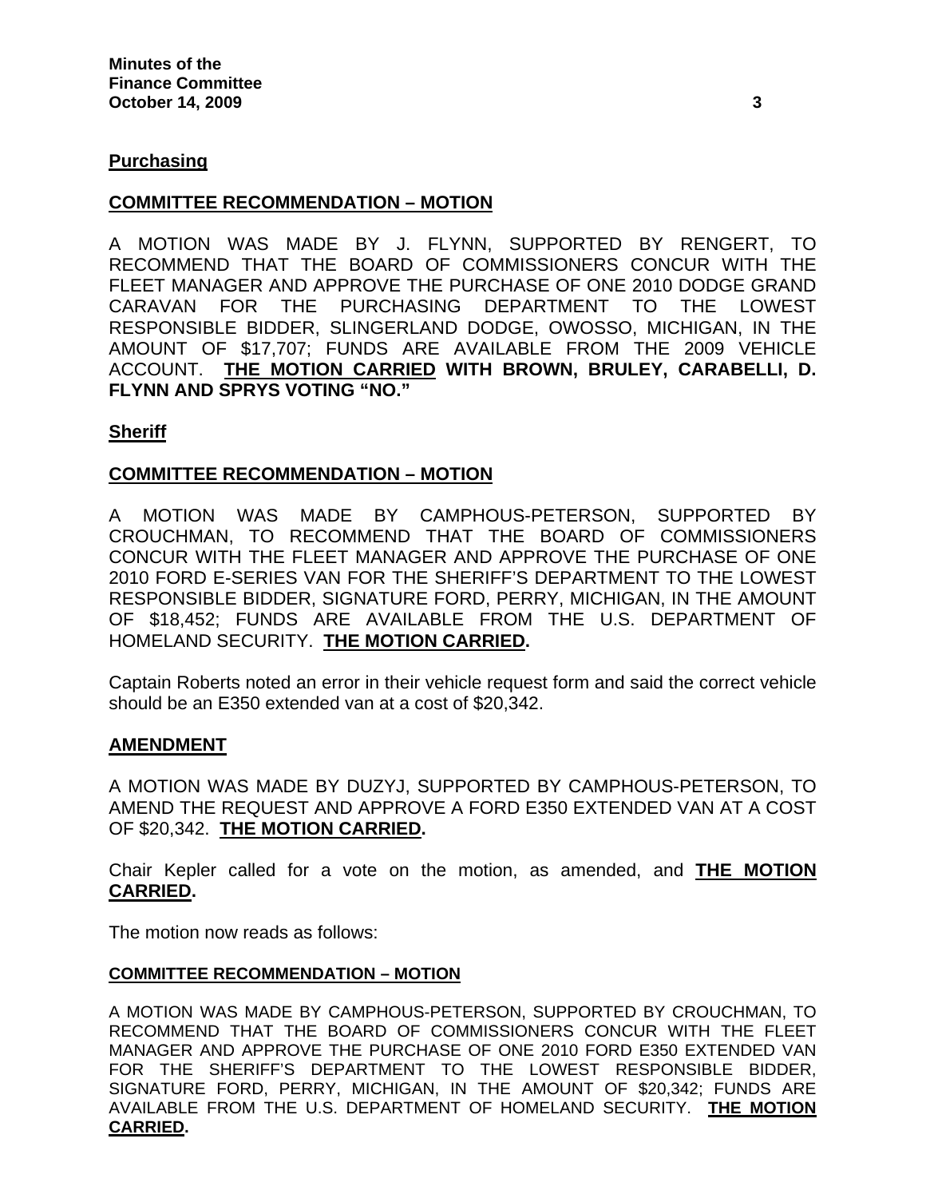## Purchasing

### COMMITTEE RECOMMENDATION – MOTION

A MOTION WAS MADE BY J. FLYNN, SUPPORTED BY RENGERT, TO RECOMMEND THAT THE BOARD OF COMMISSIONERS CONCUR WITH THE FLEET MANAGER AND APPROVE THE PURCHASE OF ONE 2010 DODGE GRAND CARAVAN FOR THE PURCHASING DEPARTMENT TO THE LOWEST RESPONSIBLE BIDDER, SLINGERLAND DODGE, OWOSSO, MICHIGAN, IN THE AMOUNT OF $17,707; FUNDS ARE AVAILABLE FROM THE 2009 VEHICLE ACCOUNT. **THE MOTION CARRIED WITH BROWN, BRULEY, CARABELLI, D. FLYNN AND SPRYS VOTING "NO."**

## Sheriff

### COMMITTEE RECOMMENDATION – MOTION

A MOTION WAS MADE BY CAMPHOUS-PETERSON, SUPPORTED BY CROUCHMAN, TO RECOMMEND THAT THE BOARD OF COMMISSIONERS CONCUR WITH THE FLEET MANAGER AND APPROVE THE PURCHASE OF ONE 2010 FORD E-SERIES VAN FOR THE SHERIFF'S DEPARTMENT TO THE LOWEST RESPONSIBLE BIDDER, SIGNATURE FORD, PERRY, MICHIGAN, IN THE AMOUNT OF $18,452; FUNDS ARE AVAILABLE FROM THE U.S. DEPARTMENT OF HOMELAND SECURITY. **THE MOTION CARRIED.**

Captain Roberts noted an error in their vehicle request form and said the correct vehicle should be an E350 extended van at a cost of $20,342.

### AMENDMENT

A MOTION WAS MADE BY DUZYJ, SUPPORTED BY CAMPHOUS-PETERSON, TO AMEND THE REQUEST AND APPROVE A FORD E350 EXTENDED VAN AT A COST OF $20,342. **THE MOTION CARRIED.**

Chair Kepler called for a vote on the motion, as amended, and **THE MOTION CARRIED.**

The motion now reads as follows:

#### COMMITTEE RECOMMENDATION – MOTION

A MOTION WAS MADE BY CAMPHOUS-PETERSON, SUPPORTED BY CROUCHMAN, TO RECOMMEND THAT THE BOARD OF COMMISSIONERS CONCUR WITH THE FLEET MANAGER AND APPROVE THE PURCHASE OF ONE 2010 FORD E350 EXTENDED VAN FOR THE SHERIFF'S DEPARTMENT TO THE LOWEST RESPONSIBLE BIDDER, SIGNATURE FORD, PERRY, MICHIGAN, IN THE AMOUNT OF $20,342; FUNDS ARE AVAILABLE FROM THE U.S. DEPARTMENT OF HOMELAND SECURITY. **THE MOTION CARRIED.**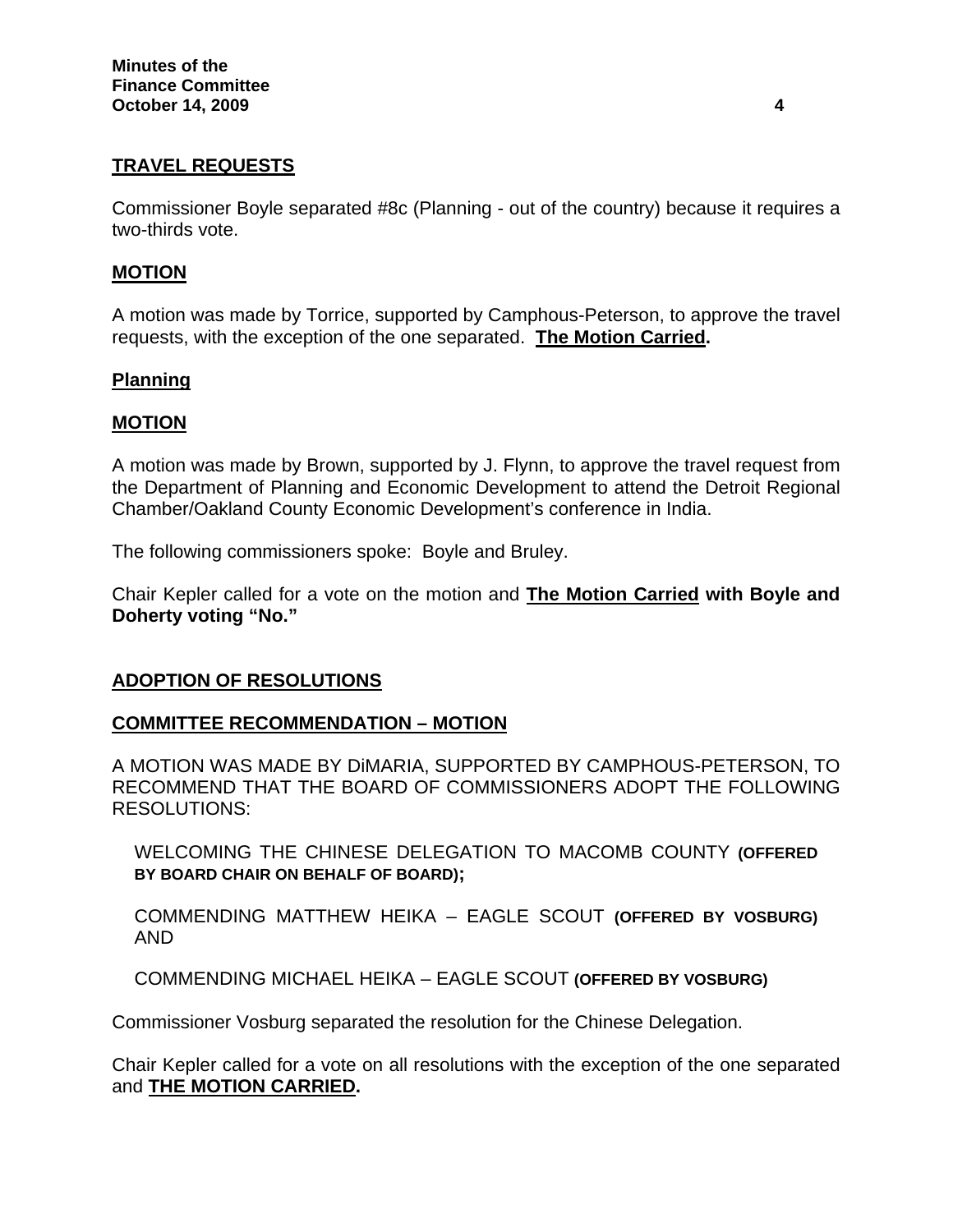**TRAVEL REQUESTS**

Commissioner Boyle separated #8c (Planning - out of the country) because it requires a two-thirds vote.

**MOTION**

A motion was made by Torrice, supported by Camphous-Peterson, to approve the travel requests, with the exception of the one separated. **The Motion Carried.**

**Planning**

**MOTION**

A motion was made by Brown, supported by J. Flynn, to approve the travel request from the Department of Planning and Economic Development to attend the Detroit Regional Chamber/Oakland County Economic Development's conference in India.

The following commissioners spoke: Boyle and Bruley.

Chair Kepler called for a vote on the motion and **The Motion Carried with Boyle and Doherty voting "No."**

**ADOPTION OF RESOLUTIONS**

**COMMITTEE RECOMMENDATION – MOTION**

A MOTION WAS MADE BY DiMARIA, SUPPORTED BY CAMPHOUS-PETERSON, TO RECOMMEND THAT THE BOARD OF COMMISSIONERS ADOPT THE FOLLOWING RESOLUTIONS:

WELCOMING THE CHINESE DELEGATION TO MACOMB COUNTY **(OFFERED BY BOARD CHAIR ON BEHALF OF BOARD);**

COMMENDING MATTHEW HEIKA – EAGLE SCOUT **(OFFERED BY VOSBURG)** AND

COMMENDING MICHAEL HEIKA – EAGLE SCOUT **(OFFERED BY VOSBURG)**

Commissioner Vosburg separated the resolution for the Chinese Delegation.

Chair Kepler called for a vote on all resolutions with the exception of the one separated and **THE MOTION CARRIED.**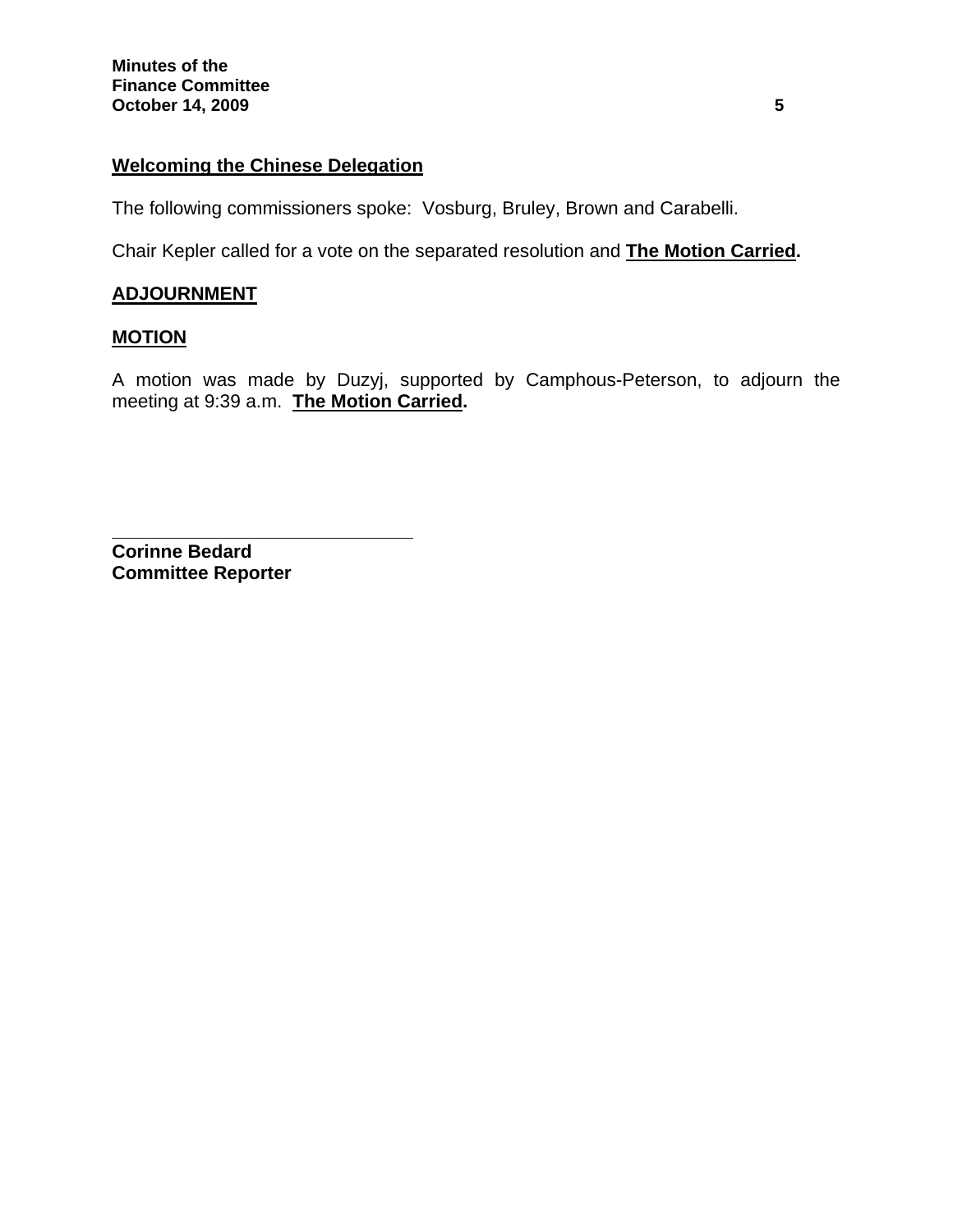**Welcoming the Chinese Delegation**

The following commissioners spoke: Vosburg, Bruley, Brown and Carabelli.

Chair Kepler called for a vote on the separated resolution and **The Motion Carried.**

**ADJOURNMENT**

**MOTION**

A motion was made by Duzyj, supported by Camphous-Peterson, to adjourn the meeting at 9:39 a.m. **The Motion Carried.**

\_\_\_\_\_\_\_\_\_\_\_\_\_\_\_\_\_\_\_\_\_\_\_\_\_\_\_\_\_\_

**Corinne Bedard**
**Committee Reporter**